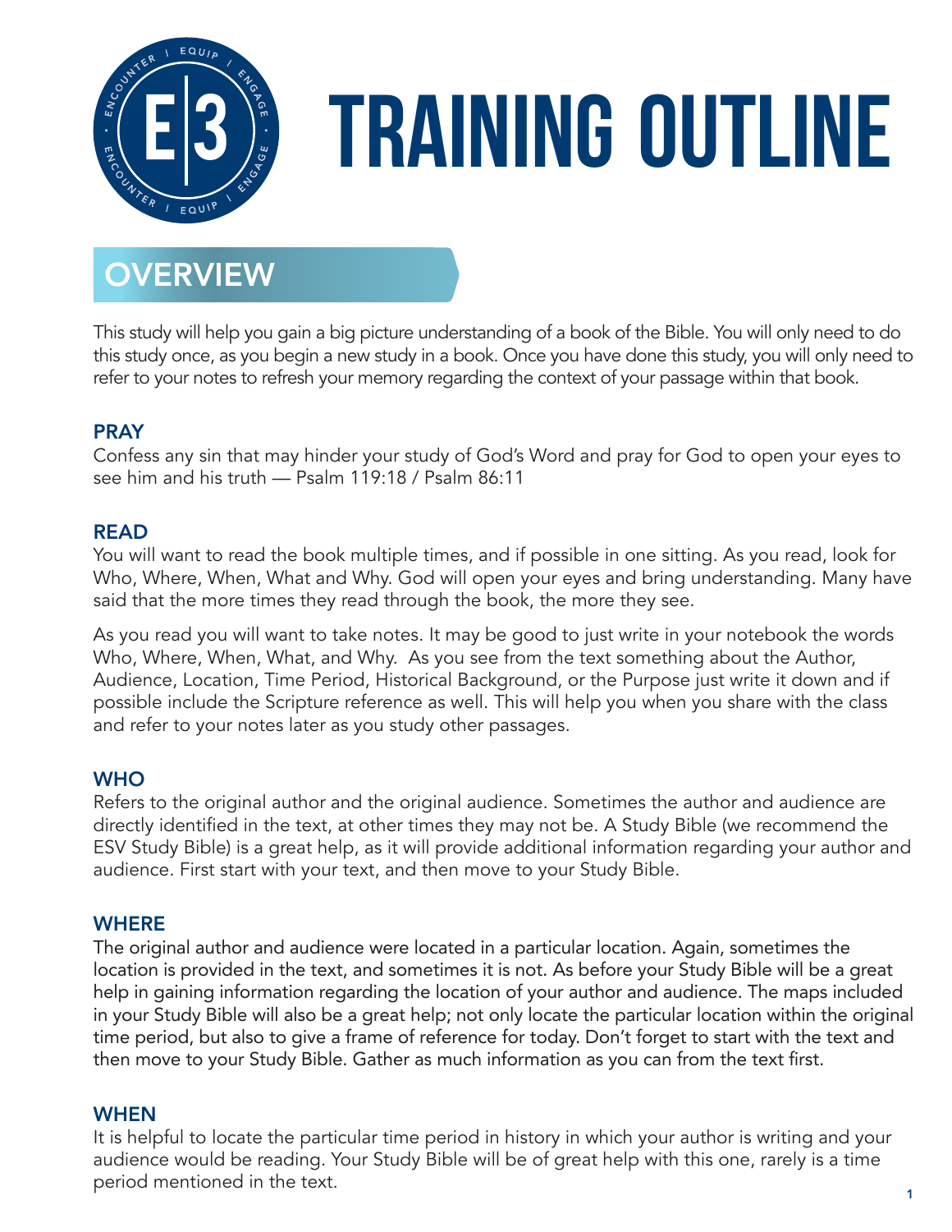# TRAINING OUTLINE

## OVERVIEW

This study will help you gain a big picture understanding of a book of the Bible. You will only need to do this study once, as you begin a new study in a book. Once you have done this study, you will only need to refer to your notes to refresh your memory regarding the context of your passage within that book.

### PRAY

Confess any sin that may hinder your study of God's Word and pray for God to open your eyes to see him and his truth — Psalm 119:18 / Psalm 86:11

### READ

You will want to read the book multiple times, and if possible in one sitting. As you read, look for Who, Where, When, What and Why. God will open your eyes and bring understanding. Many have said that the more times they read through the book, the more they see.

As you read you will want to take notes. It may be good to just write in your notebook the words Who, Where, When, What, and Why. As you see from the text something about the Author, Audience, Location, Time Period, Historical Background, or the Purpose just write it down and if possible include the Scripture reference as well. This will help you when you share with the class and refer to your notes later as you study other passages.

### WHO

Refers to the original author and the original audience. Sometimes the author and audience are directly identified in the text, at other times they may not be. A Study Bible (we recommend the ESV Study Bible) is a great help, as it will provide additional information regarding your author and audience. First start with your text, and then move to your Study Bible.

### WHERE

The original author and audience were located in a particular location. Again, sometimes the location is provided in the text, and sometimes it is not. As before your Study Bible will be a great help in gaining information regarding the location of your author and audience. The maps included in your Study Bible will also be a great help; not only locate the particular location within the original time period, but also to give a frame of reference for today. Don't forget to start with the text and then move to your Study Bible. Gather as much information as you can from the text first.

### WHEN

It is helpful to locate the particular time period in history in which your author is writing and your audience would be reading. Your Study Bible will be of great help with this one, rarely is a time period mentioned in the text.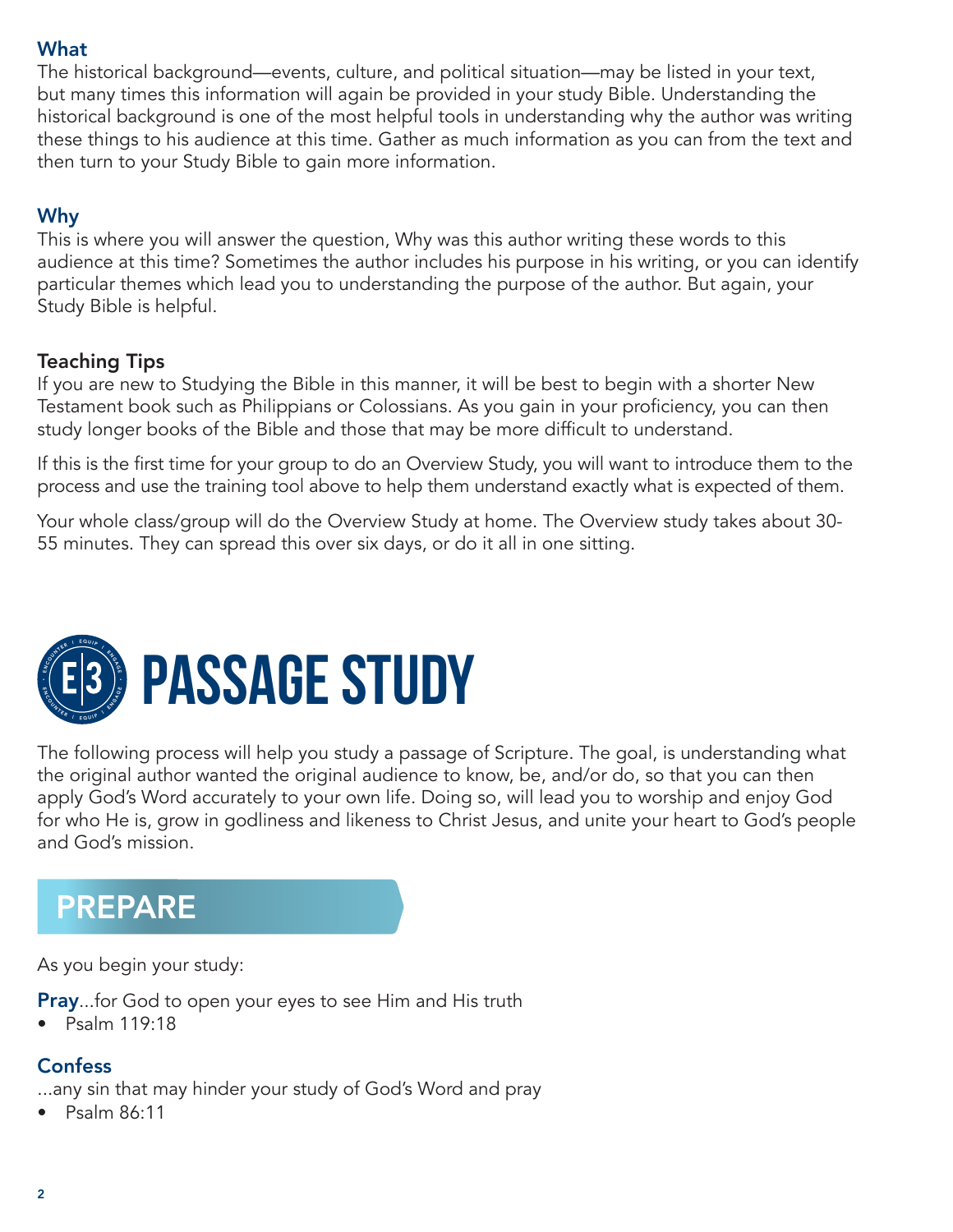### What

The historical background—events, culture, and political situation—may be listed in your text, but many times this information will again be provided in your study Bible. Understanding the historical background is one of the most helpful tools in understanding why the author was writing these things to his audience at this time. Gather as much information as you can from the text and then turn to your Study Bible to gain more information.

### Why

This is where you will answer the question, Why was this author writing these words to this audience at this time? Sometimes the author includes his purpose in his writing, or you can identify particular themes which lead you to understanding the purpose of the author. But again, your Study Bible is helpful.

### Teaching Tips

If you are new to Studying the Bible in this manner, it will be best to begin with a shorter New Testament book such as Philippians or Colossians. As you gain in your proficiency, you can then study longer books of the Bible and those that may be more difficult to understand.

If this is the first time for your group to do an Overview Study, you will want to introduce them to the process and use the training tool above to help them understand exactly what is expected of them.

Your whole class/group will do the Overview Study at home. The Overview study takes about 30-55 minutes. They can spread this over six days, or do it all in one sitting.

# PASSAGE STUDY

The following process will help you study a passage of Scripture. The goal, is understanding what the original author wanted the original audience to know, be, and/or do, so that you can then apply God's Word accurately to your own life. Doing so, will lead you to worship and enjoy God for who He is, grow in godliness and likeness to Christ Jesus, and unite your heart to God's people and God's mission.

## PREPARE

As you begin your study:

**Pray**...for God to open your eyes to see Him and His truth

- Psalm 119:18

### Confess

...any sin that may hinder your study of God's Word and pray

- Psalm 86:11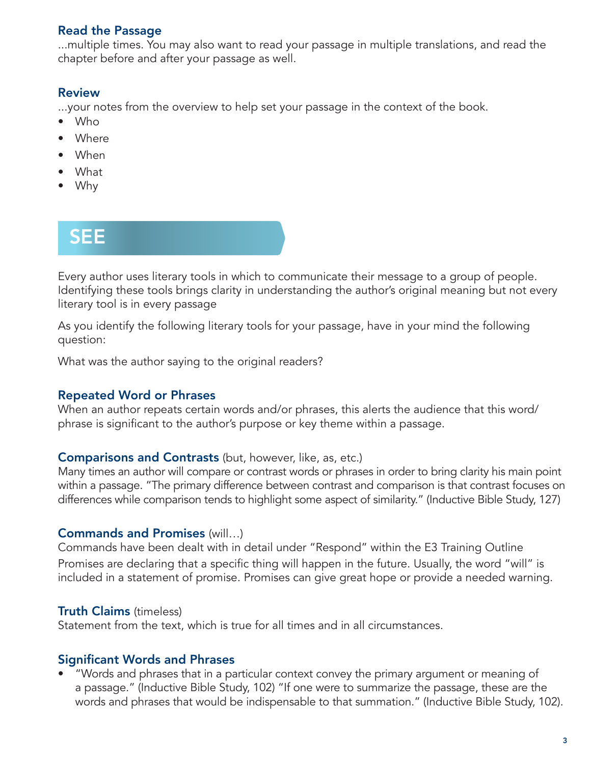### Read the Passage

...multiple times. You may also want to read your passage in multiple translations, and read the chapter before and after your passage as well.

### Review

...your notes from the overview to help set your passage in the context of the book.

- Who
- Where
- When
- What
- Why

## SEE

Every author uses literary tools in which to communicate their message to a group of people. Identifying these tools brings clarity in understanding the author's original meaning but not every literary tool is in every passage

As you identify the following literary tools for your passage, have in your mind the following question:

What was the author saying to the original readers?

### Repeated Word or Phrases

When an author repeats certain words and/or phrases, this alerts the audience that this word/phrase is significant to the author's purpose or key theme within a passage.

### Comparisons and Contrasts (but, however, like, as, etc.)

Many times an author will compare or contrast words or phrases in order to bring clarity his main point within a passage. "The primary difference between contrast and comparison is that contrast focuses on differences while comparison tends to highlight some aspect of similarity." (Inductive Bible Study, 127)

### Commands and Promises (will…)

Commands have been dealt with in detail under "Respond" within the E3 Training Outline

Promises are declaring that a specific thing will happen in the future. Usually, the word "will" is included in a statement of promise. Promises can give great hope or provide a needed warning.

### Truth Claims (timeless)

Statement from the text, which is true for all times and in all circumstances.

### Significant Words and Phrases

- "Words and phrases that in a particular context convey the primary argument or meaning of a passage." (Inductive Bible Study, 102) "If one were to summarize the passage, these are the words and phrases that would be indispensable to that summation." (Inductive Bible Study, 102).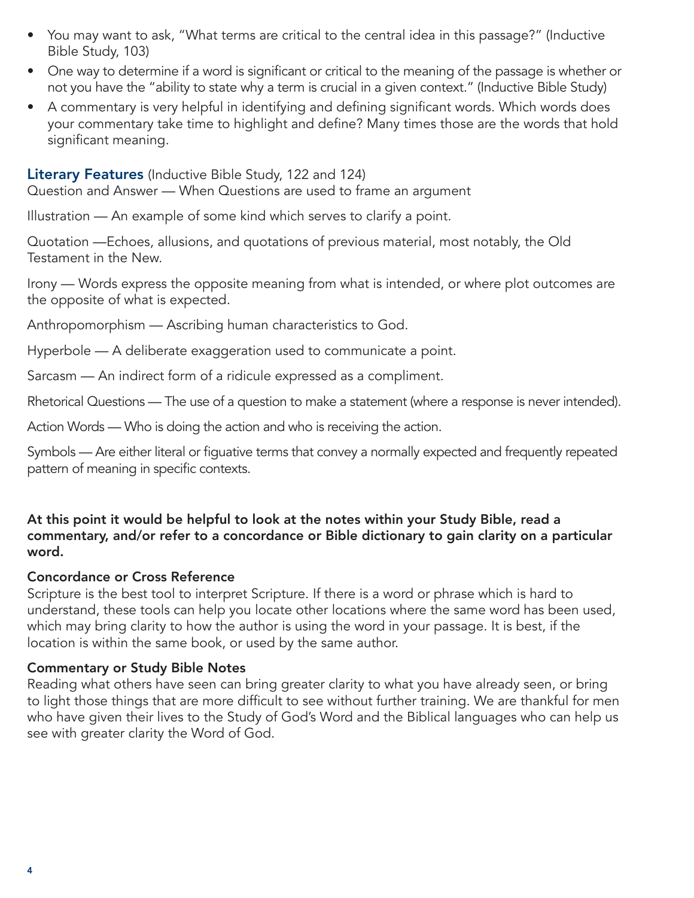- You may want to ask, "What terms are critical to the central idea in this passage?" (Inductive Bible Study, 103)
- One way to determine if a word is significant or critical to the meaning of the passage is whether or not you have the "ability to state why a term is crucial in a given context." (Inductive Bible Study)
- A commentary is very helpful in identifying and defining significant words. Which words does your commentary take time to highlight and define? Many times those are the words that hold significant meaning.

## Literary Features (Inductive Bible Study, 122 and 124)

Question and Answer — When Questions are used to frame an argument

Illustration — An example of some kind which serves to clarify a point.

Quotation —Echoes, allusions, and quotations of previous material, most notably, the Old Testament in the New.

Irony — Words express the opposite meaning from what is intended, or where plot outcomes are the opposite of what is expected.

Anthropomorphism — Ascribing human characteristics to God.

Hyperbole — A deliberate exaggeration used to communicate a point.

Sarcasm — An indirect form of a ridicule expressed as a compliment.

Rhetorical Questions — The use of a question to make a statement (where a response is never intended).

Action Words — Who is doing the action and who is receiving the action.

Symbols — Are either literal or figuative terms that convey a normally expected and frequently repeated pattern of meaning in specific contexts.

**At this point it would be helpful to look at the notes within your Study Bible, read a commentary, and/or refer to a concordance or Bible dictionary to gain clarity on a particular word.**

**Concordance or Cross Reference**

Scripture is the best tool to interpret Scripture. If there is a word or phrase which is hard to understand, these tools can help you locate other locations where the same word has been used, which may bring clarity to how the author is using the word in your passage. It is best, if the location is within the same book, or used by the same author.

**Commentary or Study Bible Notes**

Reading what others have seen can bring greater clarity to what you have already seen, or bring to light those things that are more difficult to see without further training. We are thankful for men who have given their lives to the Study of God's Word and the Biblical languages who can help us see with greater clarity the Word of God.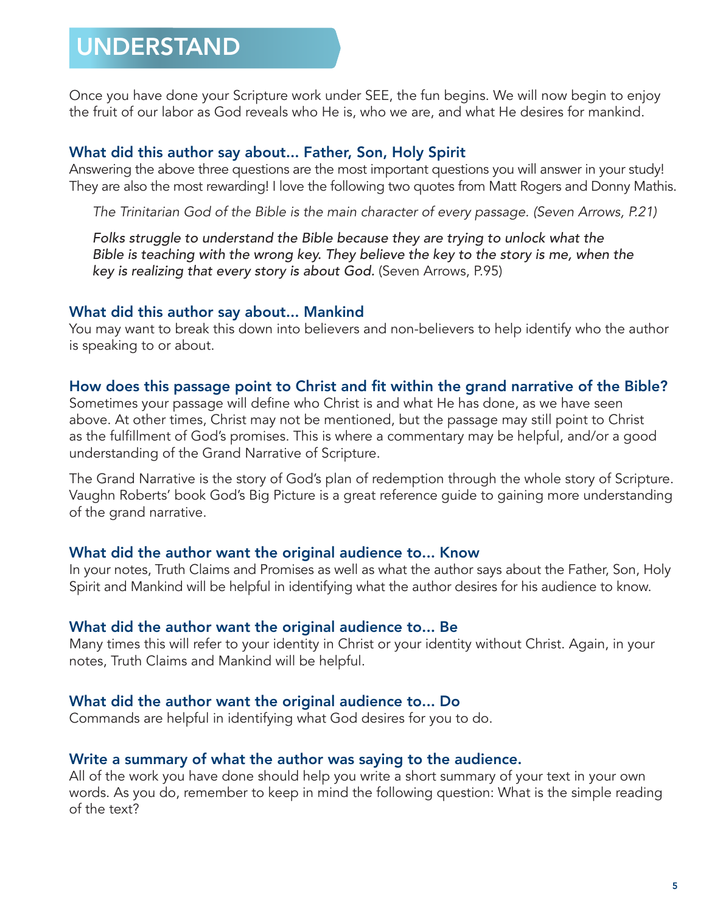# UNDERSTAND

Once you have done your Scripture work under SEE, the fun begins. We will now begin to enjoy the fruit of our labor as God reveals who He is, who we are, and what He desires for mankind.

### What did this author say about... Father, Son, Holy Spirit

Answering the above three questions are the most important questions you will answer in your study! They are also the most rewarding! I love the following two quotes from Matt Rogers and Donny Mathis.

> *The Trinitarian God of the Bible is the main character of every passage. (Seven Arrows, P.21)*
>
> *Folks struggle to understand the Bible because they are trying to unlock what the Bible is teaching with the wrong key. They believe the key to the story is me, when the key is realizing that every story is about God.* (Seven Arrows, P.95)

### What did this author say about... Mankind

You may want to break this down into believers and non-believers to help identify who the author is speaking to or about.

### How does this passage point to Christ and fit within the grand narrative of the Bible?

Sometimes your passage will define who Christ is and what He has done, as we have seen above. At other times, Christ may not be mentioned, but the passage may still point to Christ as the fulfillment of God's promises. This is where a commentary may be helpful, and/or a good understanding of the Grand Narrative of Scripture.

The Grand Narrative is the story of God's plan of redemption through the whole story of Scripture. Vaughn Roberts' book God's Big Picture is a great reference guide to gaining more understanding of the grand narrative.

### What did the author want the original audience to... Know

In your notes, Truth Claims and Promises as well as what the author says about the Father, Son, Holy Spirit and Mankind will be helpful in identifying what the author desires for his audience to know.

### What did the author want the original audience to... Be

Many times this will refer to your identity in Christ or your identity without Christ. Again, in your notes, Truth Claims and Mankind will be helpful.

### What did the author want the original audience to... Do

Commands are helpful in identifying what God desires for you to do.

### Write a summary of what the author was saying to the audience.

All of the work you have done should help you write a short summary of your text in your own words. As you do, remember to keep in mind the following question: What is the simple reading of the text?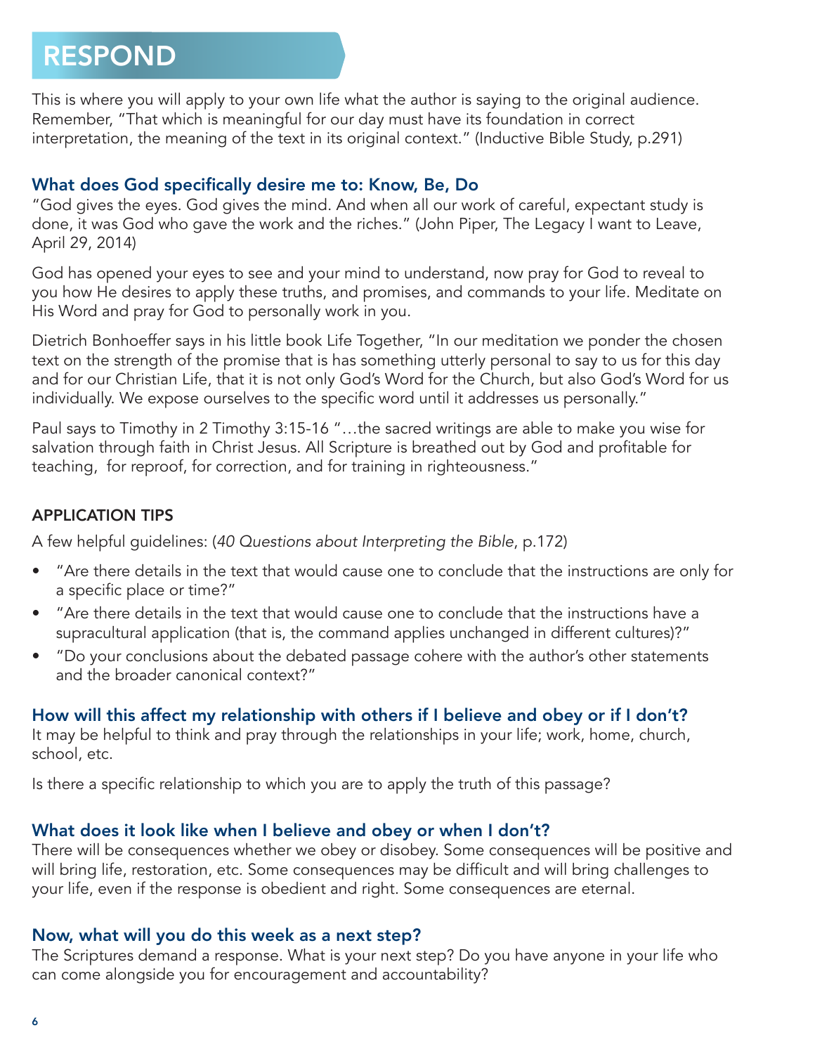# RESPOND

This is where you will apply to your own life what the author is saying to the original audience. Remember, "That which is meaningful for our day must have its foundation in correct interpretation, the meaning of the text in its original context." (Inductive Bible Study, p.291)

## What does God specifically desire me to: Know, Be, Do

"God gives the eyes. God gives the mind. And when all our work of careful, expectant study is done, it was God who gave the work and the riches." (John Piper, The Legacy I want to Leave, April 29, 2014)

God has opened your eyes to see and your mind to understand, now pray for God to reveal to you how He desires to apply these truths, and promises, and commands to your life. Meditate on His Word and pray for God to personally work in you.

Dietrich Bonhoeffer says in his little book Life Together, "In our meditation we ponder the chosen text on the strength of the promise that is has something utterly personal to say to us for this day and for our Christian Life, that it is not only God's Word for the Church, but also God's Word for us individually. We expose ourselves to the specific word until it addresses us personally."

Paul says to Timothy in 2 Timothy 3:15-16 "…the sacred writings are able to make you wise for salvation through faith in Christ Jesus. All Scripture is breathed out by God and profitable for teaching, for reproof, for correction, and for training in righteousness."

### APPLICATION TIPS

A few helpful guidelines: (*40 Questions about Interpreting the Bible*, p.172)

- "Are there details in the text that would cause one to conclude that the instructions are only for a specific place or time?"
- "Are there details in the text that would cause one to conclude that the instructions have a supracultural application (that is, the command applies unchanged in different cultures)?"
- "Do your conclusions about the debated passage cohere with the author's other statements and the broader canonical context?"

## How will this affect my relationship with others if I believe and obey or if I don't?

It may be helpful to think and pray through the relationships in your life; work, home, church, school, etc.

Is there a specific relationship to which you are to apply the truth of this passage?

## What does it look like when I believe and obey or when I don't?

There will be consequences whether we obey or disobey. Some consequences will be positive and will bring life, restoration, etc. Some consequences may be difficult and will bring challenges to your life, even if the response is obedient and right. Some consequences are eternal.

## Now, what will you do this week as a next step?

The Scriptures demand a response. What is your next step? Do you have anyone in your life who can come alongside you for encouragement and accountability?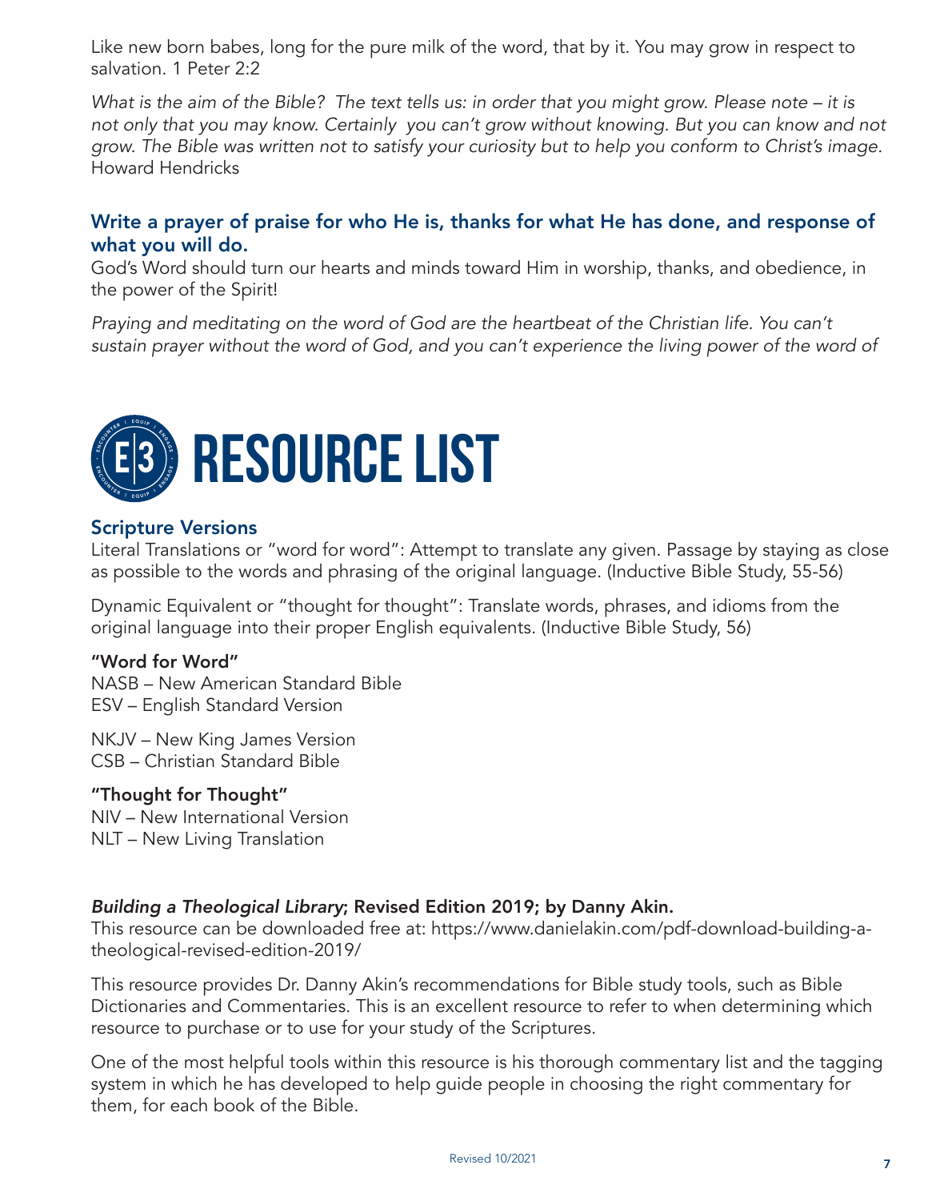Like new born babes, long for the pure milk of the word, that by it. You may grow in respect to salvation. 1 Peter 2:2

*What is the aim of the Bible? The text tells us: in order that you might grow. Please note – it is not only that you may know. Certainly you can't grow without knowing. But you can know and not grow. The Bible was written not to satisfy your curiosity but to help you conform to Christ's image.* Howard Hendricks

### Write a prayer of praise for who He is, thanks for what He has done, and response of what you will do.

God's Word should turn our hearts and minds toward Him in worship, thanks, and obedience, in the power of the Spirit!

*Praying and meditating on the word of God are the heartbeat of the Christian life. You can't sustain prayer without the word of God, and you can't experience the living power of the word of*

# RESOURCE LIST

### Scripture Versions

Literal Translations or "word for word": Attempt to translate any given. Passage by staying as close as possible to the words and phrasing of the original language. (Inductive Bible Study, 55-56)

Dynamic Equivalent or "thought for thought": Translate words, phrases, and idioms from the original language into their proper English equivalents. (Inductive Bible Study, 56)

**"Word for Word"**
NASB – New American Standard Bible
ESV – English Standard Version

NKJV – New King James Version
CSB – Christian Standard Bible

**"Thought for Thought"**
NIV – New International Version
NLT – New Living Translation

### *Building a Theological Library*; Revised Edition 2019; by Danny Akin.

This resource can be downloaded free at: https://www.danielakin.com/pdf-download-building-a-theological-revised-edition-2019/

This resource provides Dr. Danny Akin's recommendations for Bible study tools, such as Bible Dictionaries and Commentaries. This is an excellent resource to refer to when determining which resource to purchase or to use for your study of the Scriptures.

One of the most helpful tools within this resource is his thorough commentary list and the tagging system in which he has developed to help guide people in choosing the right commentary for them, for each book of the Bible.

Revised 10/2021